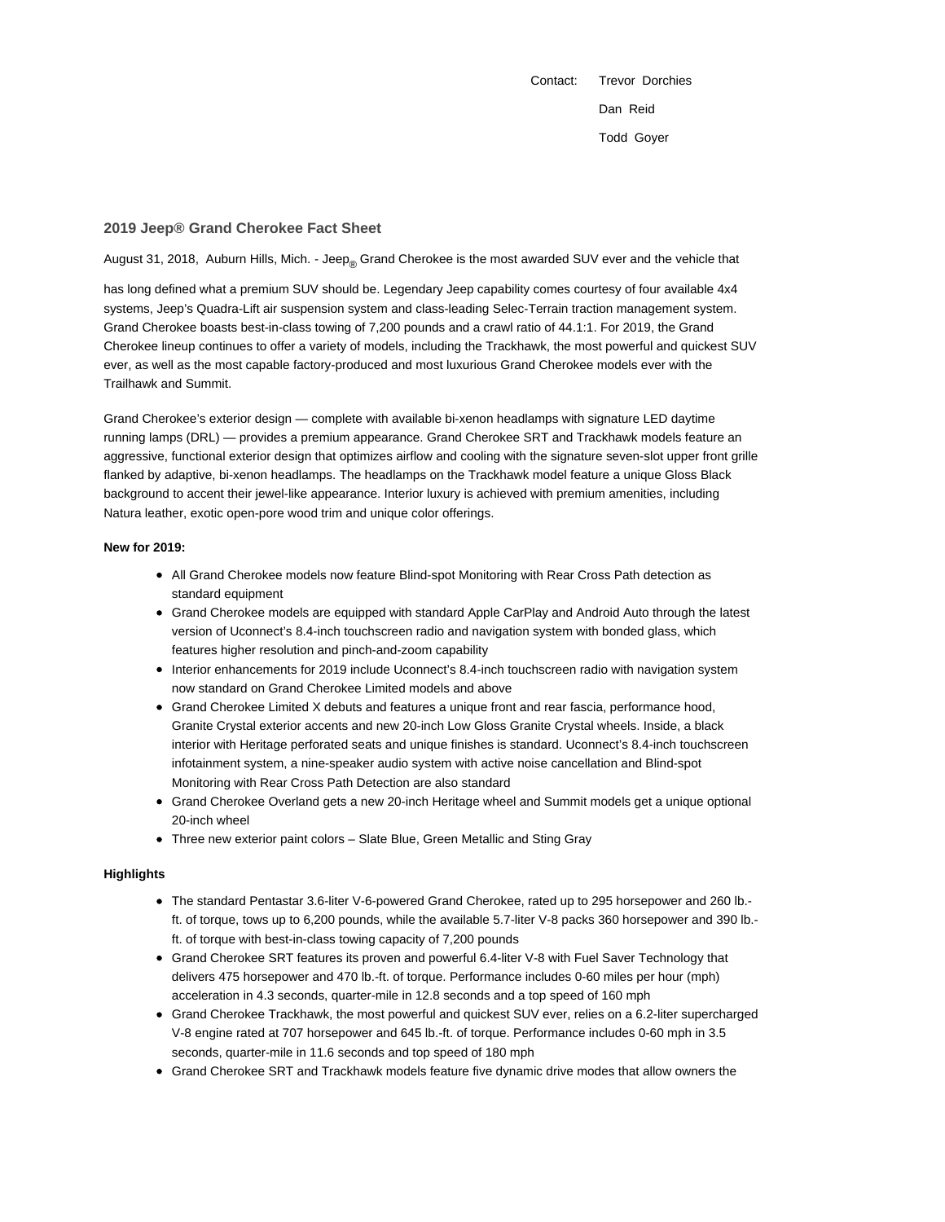Contact: Trevor Dorchies

Dan Reid

Todd Goyer

## 2019 Jeep® Grand Cherokee Fact Sheet

August 31, 2018, Auburn Hills, Mich. - Jeep® Grand Cherokee is the most awarded SUV ever and the vehicle that has long defined what a premium SUV should be. Legendary Jeep capability comes courtesy of four available 4x4 systems, Jeep's Quadra-Lift air suspension system and class-leading Selec-Terrain traction management system. Grand Cherokee boasts best-in-class towing of 7,200 pounds and a crawl ratio of 44.1:1. For 2019, the Grand Cherokee lineup continues to offer a variety of models, including the Trackhawk, the most powerful and quickest SUV ever, as well as the most capable factory-produced and most luxurious Grand Cherokee models ever with the Trailhawk and Summit.

Grand Cherokee's exterior design — complete with available bi-xenon headlamps with signature LED daytime running lamps (DRL) — provides a premium appearance. Grand Cherokee SRT and Trackhawk models feature an aggressive, functional exterior design that optimizes airflow and cooling with the signature seven-slot upper front grille flanked by adaptive, bi-xenon headlamps. The headlamps on the Trackhawk model feature a unique Gloss Black background to accent their jewel-like appearance. Interior luxury is achieved with premium amenities, including Natura leather, exotic open-pore wood trim and unique color offerings.

**New for 2019:**

- All Grand Cherokee models now feature Blind-spot Monitoring with Rear Cross Path detection as standard equipment
- Grand Cherokee models are equipped with standard Apple CarPlay and Android Auto through the latest version of Uconnect's 8.4-inch touchscreen radio and navigation system with bonded glass, which features higher resolution and pinch-and-zoom capability
- Interior enhancements for 2019 include Uconnect's 8.4-inch touchscreen radio with navigation system now standard on Grand Cherokee Limited models and above
- Grand Cherokee Limited X debuts and features a unique front and rear fascia, performance hood, Granite Crystal exterior accents and new 20-inch Low Gloss Granite Crystal wheels. Inside, a black interior with Heritage perforated seats and unique finishes is standard. Uconnect's 8.4-inch touchscreen infotainment system, a nine-speaker audio system with active noise cancellation and Blind-spot Monitoring with Rear Cross Path Detection are also standard
- Grand Cherokee Overland gets a new 20-inch Heritage wheel and Summit models get a unique optional 20-inch wheel
- Three new exterior paint colors – Slate Blue, Green Metallic and Sting Gray

**Highlights**

- The standard Pentastar 3.6-liter V-6-powered Grand Cherokee, rated up to 295 horsepower and 260 lb.-ft. of torque, tows up to 6,200 pounds, while the available 5.7-liter V-8 packs 360 horsepower and 390 lb.-ft. of torque with best-in-class towing capacity of 7,200 pounds
- Grand Cherokee SRT features its proven and powerful 6.4-liter V-8 with Fuel Saver Technology that delivers 475 horsepower and 470 lb.-ft. of torque. Performance includes 0-60 miles per hour (mph) acceleration in 4.3 seconds, quarter-mile in 12.8 seconds and a top speed of 160 mph
- Grand Cherokee Trackhawk, the most powerful and quickest SUV ever, relies on a 6.2-liter supercharged V-8 engine rated at 707 horsepower and 645 lb.-ft. of torque. Performance includes 0-60 mph in 3.5 seconds, quarter-mile in 11.6 seconds and top speed of 180 mph
- Grand Cherokee SRT and Trackhawk models feature five dynamic drive modes that allow owners the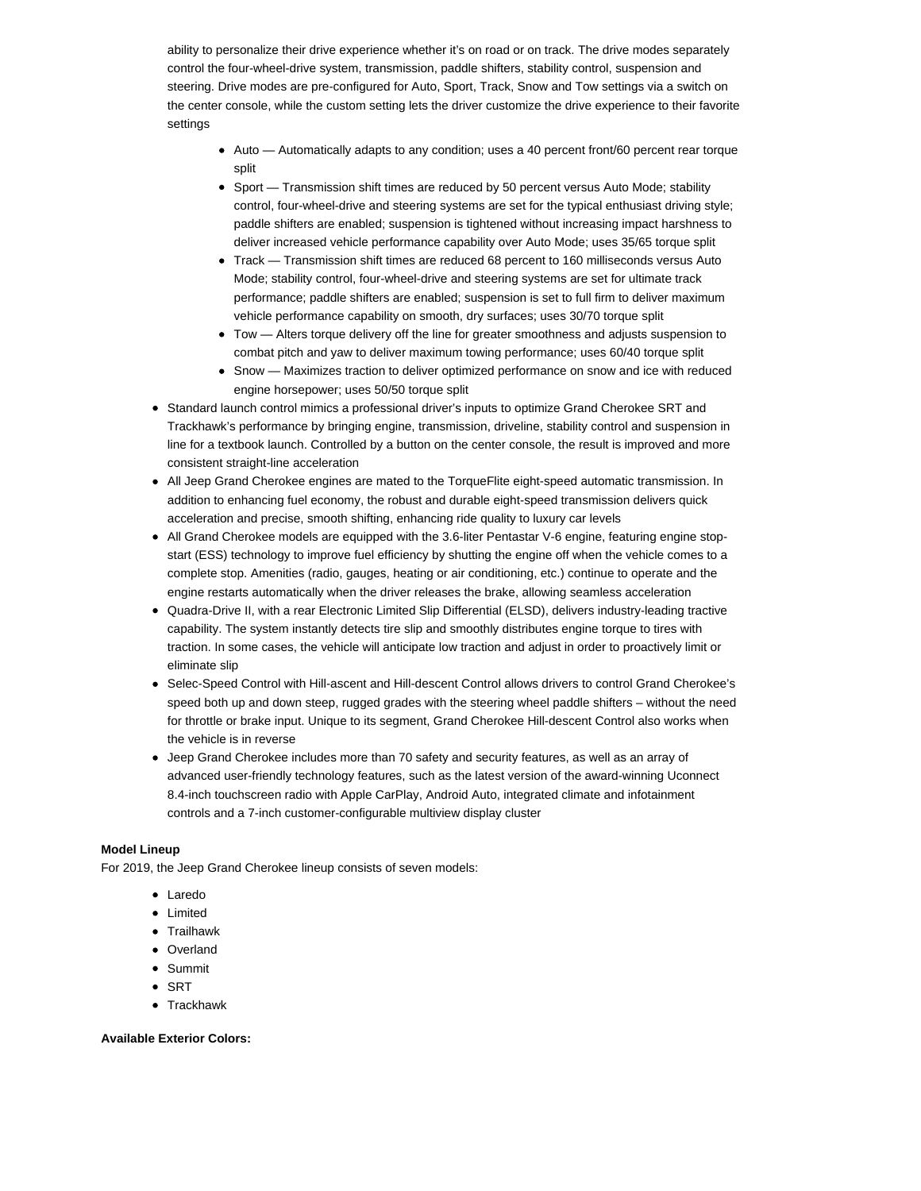ability to personalize their drive experience whether it's on road or on track. The drive modes separately control the four-wheel-drive system, transmission, paddle shifters, stability control, suspension and steering. Drive modes are pre-configured for Auto, Sport, Track, Snow and Tow settings via a switch on the center console, while the custom setting lets the driver customize the drive experience to their favorite settings

  - Auto — Automatically adapts to any condition; uses a 40 percent front/60 percent rear torque split
  - Sport — Transmission shift times are reduced by 50 percent versus Auto Mode; stability control, four-wheel-drive and steering systems are set for the typical enthusiast driving style; paddle shifters are enabled; suspension is tightened without increasing impact harshness to deliver increased vehicle performance capability over Auto Mode; uses 35/65 torque split
  - Track — Transmission shift times are reduced 68 percent to 160 milliseconds versus Auto Mode; stability control, four-wheel-drive and steering systems are set for ultimate track performance; paddle shifters are enabled; suspension is set to full firm to deliver maximum vehicle performance capability on smooth, dry surfaces; uses 30/70 torque split
  - Tow — Alters torque delivery off the line for greater smoothness and adjusts suspension to combat pitch and yaw to deliver maximum towing performance; uses 60/40 torque split
  - Snow — Maximizes traction to deliver optimized performance on snow and ice with reduced engine horsepower; uses 50/50 torque split
- Standard launch control mimics a professional driver's inputs to optimize Grand Cherokee SRT and Trackhawk's performance by bringing engine, transmission, driveline, stability control and suspension in line for a textbook launch. Controlled by a button on the center console, the result is improved and more consistent straight-line acceleration
- All Jeep Grand Cherokee engines are mated to the TorqueFlite eight-speed automatic transmission. In addition to enhancing fuel economy, the robust and durable eight-speed transmission delivers quick acceleration and precise, smooth shifting, enhancing ride quality to luxury car levels
- All Grand Cherokee models are equipped with the 3.6-liter Pentastar V-6 engine, featuring engine stop-start (ESS) technology to improve fuel efficiency by shutting the engine off when the vehicle comes to a complete stop. Amenities (radio, gauges, heating or air conditioning, etc.) continue to operate and the engine restarts automatically when the driver releases the brake, allowing seamless acceleration
- Quadra-Drive II, with a rear Electronic Limited Slip Differential (ELSD), delivers industry-leading tractive capability. The system instantly detects tire slip and smoothly distributes engine torque to tires with traction. In some cases, the vehicle will anticipate low traction and adjust in order to proactively limit or eliminate slip
- Selec-Speed Control with Hill-ascent and Hill-descent Control allows drivers to control Grand Cherokee's speed both up and down steep, rugged grades with the steering wheel paddle shifters – without the need for throttle or brake input. Unique to its segment, Grand Cherokee Hill-descent Control also works when the vehicle is in reverse
- Jeep Grand Cherokee includes more than 70 safety and security features, as well as an array of advanced user-friendly technology features, such as the latest version of the award-winning Uconnect 8.4-inch touchscreen radio with Apple CarPlay, Android Auto, integrated climate and infotainment controls and a 7-inch customer-configurable multiview display cluster

**Model Lineup**

For 2019, the Jeep Grand Cherokee lineup consists of seven models:

- Laredo
- Limited
- Trailhawk
- Overland
- Summit
- SRT
- Trackhawk

**Available Exterior Colors:**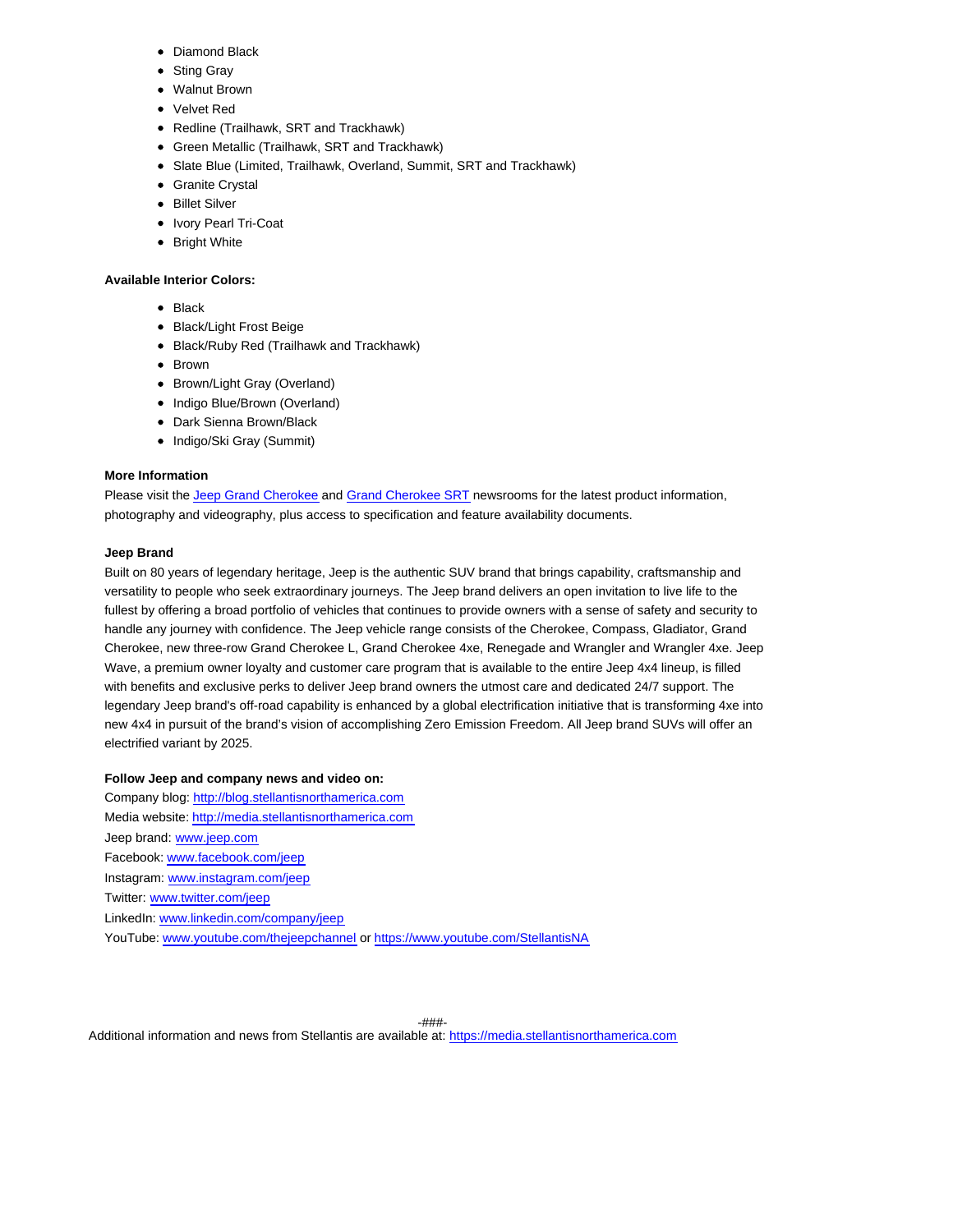- Diamond Black
- Sting Gray
- Walnut Brown
- Velvet Red
- Redline (Trailhawk, SRT and Trackhawk)
- Green Metallic (Trailhawk, SRT and Trackhawk)
- Slate Blue (Limited, Trailhawk, Overland, Summit, SRT and Trackhawk)
- Granite Crystal
- Billet Silver
- Ivory Pearl Tri-Coat
- Bright White

**Available Interior Colors:**

- Black
- Black/Light Frost Beige
- Black/Ruby Red (Trailhawk and Trackhawk)
- Brown
- Brown/Light Gray (Overland)
- Indigo Blue/Brown (Overland)
- Dark Sienna Brown/Black
- Indigo/Ski Gray (Summit)

**More Information**

Please visit the Jeep Grand Cherokee and Grand Cherokee SRT newsrooms for the latest product information, photography and videography, plus access to specification and feature availability documents.

**Jeep Brand**

Built on 80 years of legendary heritage, Jeep is the authentic SUV brand that brings capability, craftsmanship and versatility to people who seek extraordinary journeys. The Jeep brand delivers an open invitation to live life to the fullest by offering a broad portfolio of vehicles that continues to provide owners with a sense of safety and security to handle any journey with confidence. The Jeep vehicle range consists of the Cherokee, Compass, Gladiator, Grand Cherokee, new three-row Grand Cherokee L, Grand Cherokee 4xe, Renegade and Wrangler and Wrangler 4xe. Jeep Wave, a premium owner loyalty and customer care program that is available to the entire Jeep 4x4 lineup, is filled with benefits and exclusive perks to deliver Jeep brand owners the utmost care and dedicated 24/7 support. The legendary Jeep brand's off-road capability is enhanced by a global electrification initiative that is transforming 4xe into new 4x4 in pursuit of the brand's vision of accomplishing Zero Emission Freedom. All Jeep brand SUVs will offer an electrified variant by 2025.

**Follow Jeep and company news and video on:**

Company blog: http://blog.stellantisnorthamerica.com
Media website: http://media.stellantisnorthamerica.com
Jeep brand: www.jeep.com
Facebook: www.facebook.com/jeep
Instagram: www.instagram.com/jeep
Twitter: www.twitter.com/jeep
LinkedIn: www.linkedin.com/company/jeep
YouTube: www.youtube.com/thejeepchannel or https://www.youtube.com/StellantisNA

-###-

Additional information and news from Stellantis are available at: https://media.stellantisnorthamerica.com